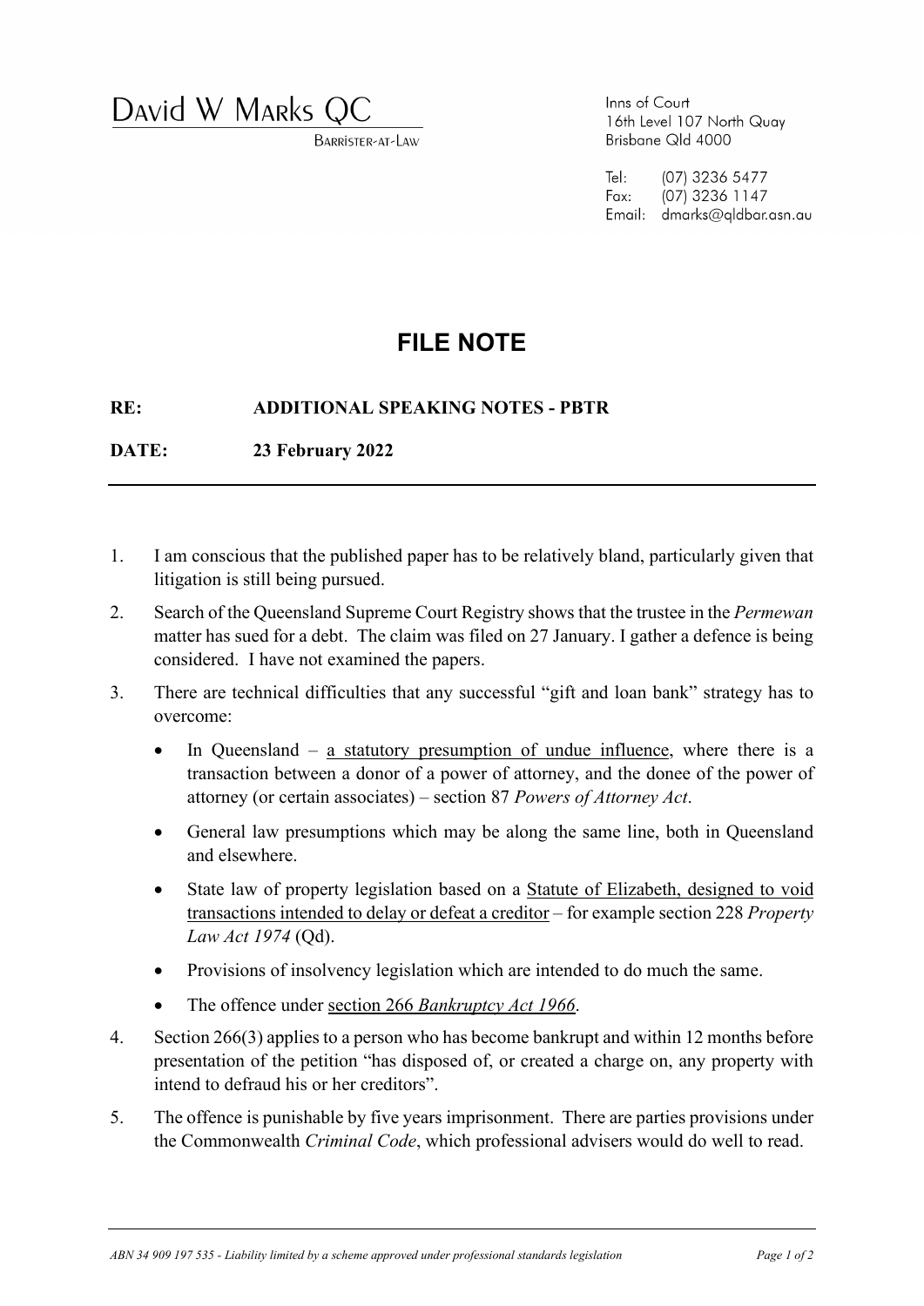# David W Marks QC

Barrister-at-Law

Inns of Court
16th Level 107 North Quay
Brisbane Qld 4000

Tel: (07) 3236 5477
Fax: (07) 3236 1147
Email: dmarks@qldbar.asn.au

## FILE NOTE

**RE: ADDITIONAL SPEAKING NOTES - PBTR**

**DATE: 23 February 2022**

---

1. I am conscious that the published paper has to be relatively bland, particularly given that litigation is still being pursued.

2. Search of the Queensland Supreme Court Registry shows that the trustee in the *Permewan* matter has sued for a debt. The claim was filed on 27 January. I gather a defence is being considered. I have not examined the papers.

3. There are technical difficulties that any successful "gift and loan bank" strategy has to overcome:

   - In Queensland – <u>a statutory presumption of undue influence</u>, where there is a transaction between a donor of a power of attorney, and the donee of the power of attorney (or certain associates) – section 87 *Powers of Attorney Act*.

   - General law presumptions which may be along the same line, both in Queensland and elsewhere.

   - State law of property legislation based on a <u>Statute of Elizabeth, designed to void transactions intended to delay or defeat a creditor</u> – for example section 228 *Property Law Act 1974* (Qd).

   - Provisions of insolvency legislation which are intended to do much the same.

   - The offence under <u>section 266 *Bankruptcy Act 1966*</u>.

4. Section 266(3) applies to a person who has become bankrupt and within 12 months before presentation of the petition "has disposed of, or created a charge on, any property with intend to defraud his or her creditors".

5. The offence is punishable by five years imprisonment. There are parties provisions under the Commonwealth *Criminal Code*, which professional advisers would do well to read.

*ABN 34 909 197 535 - Liability limited by a scheme approved under professional standards legislation*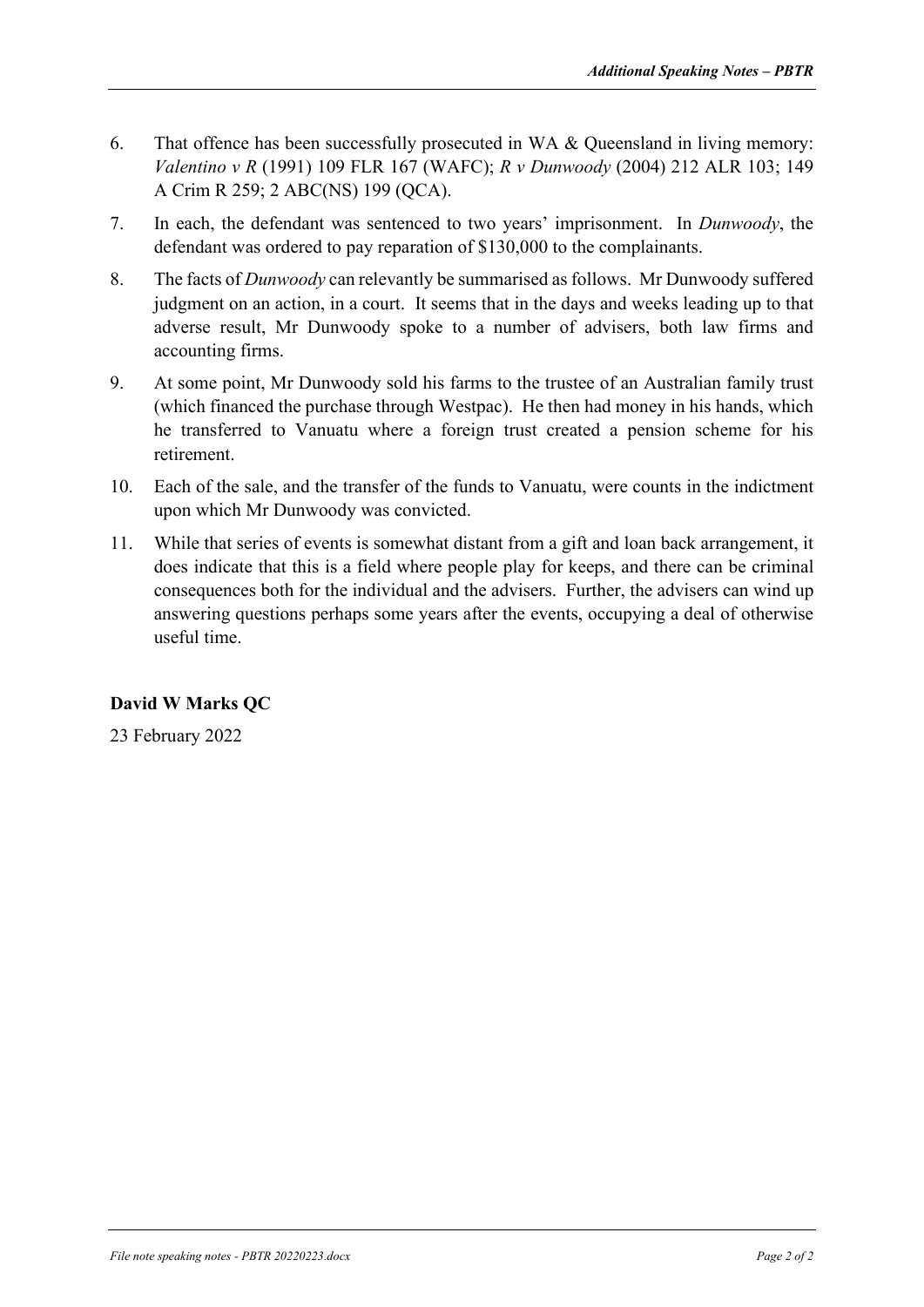6. That offence has been successfully prosecuted in WA & Queensland in living memory: *Valentino v R* (1991) 109 FLR 167 (WAFC); *R v Dunwoody* (2004) 212 ALR 103; 149 A Crim R 259; 2 ABC(NS) 199 (QCA).

7. In each, the defendant was sentenced to two years' imprisonment. In *Dunwoody*, the defendant was ordered to pay reparation of $130,000 to the complainants.

8. The facts of *Dunwoody* can relevantly be summarised as follows. Mr Dunwoody suffered judgment on an action, in a court. It seems that in the days and weeks leading up to that adverse result, Mr Dunwoody spoke to a number of advisers, both law firms and accounting firms.

9. At some point, Mr Dunwoody sold his farms to the trustee of an Australian family trust (which financed the purchase through Westpac). He then had money in his hands, which he transferred to Vanuatu where a foreign trust created a pension scheme for his retirement.

10. Each of the sale, and the transfer of the funds to Vanuatu, were counts in the indictment upon which Mr Dunwoody was convicted.

11. While that series of events is somewhat distant from a gift and loan back arrangement, it does indicate that this is a field where people play for keeps, and there can be criminal consequences both for the individual and the advisers. Further, the advisers can wind up answering questions perhaps some years after the events, occupying a deal of otherwise useful time.

**David W Marks QC**

23 February 2022